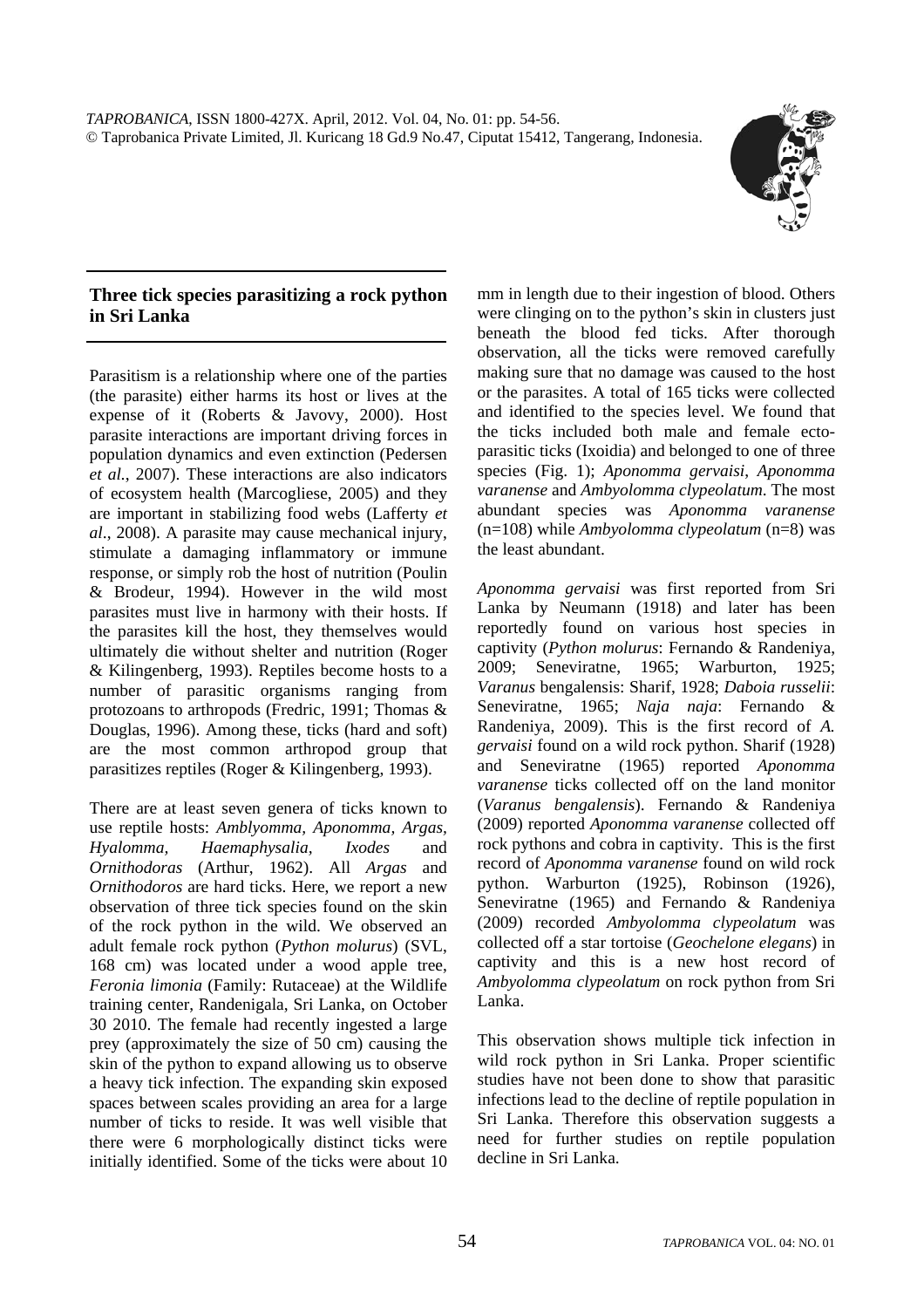## Three tick species parasitizing a rock python in Sri Lanka

Parasitism is a relationship where one of the parties (the parasite) either harms its host or lives at the expense of it (Roberts & Javovy, 2000). Host parasite interactions are important driving forces in population dynamics and even extinction (Pedersen *et al.*, 2007). These interactions are also indicators of ecosystem health (Marcogliese, 2005) and they are important in stabilizing food webs (Lafferty *et al*., 2008). A parasite may cause mechanical injury, stimulate a damaging inflammatory or immune response, or simply rob the host of nutrition (Poulin & Brodeur, 1994). However in the wild most parasites must live in harmony with their hosts. If the parasites kill the host, they themselves would ultimately die without shelter and nutrition (Roger & Kilingenberg, 1993). Reptiles become hosts to a number of parasitic organisms ranging from protozoans to arthropods (Fredric, 1991; Thomas & Douglas, 1996). Among these, ticks (hard and soft) are the most common arthropod group that parasitizes reptiles (Roger & Kilingenberg, 1993).

There are at least seven genera of ticks known to use reptile hosts: *Amblyomma, Aponomma, Argas, Hyalomma, Haemaphysalia, Ixodes* and *Ornithodoras* (Arthur, 1962). All *Argas* and *Ornithodoros* are hard ticks. Here, we report a new observation of three tick species found on the skin of the rock python in the wild. We observed an adult female rock python (*Python molurus*) (SVL, 168 cm) was located under a wood apple tree, *Feronia limonia* (Family: Rutaceae) at the Wildlife training center, Randenigala, Sri Lanka, on October 30 2010. The female had recently ingested a large prey (approximately the size of 50 cm) causing the skin of the python to expand allowing us to observe a heavy tick infection. The expanding skin exposed spaces between scales providing an area for a large number of ticks to reside. It was well visible that there were 6 morphologically distinct ticks were initially identified. Some of the ticks were about 10 mm in length due to their ingestion of blood. Others were clinging on to the python's skin in clusters just beneath the blood fed ticks. After thorough observation, all the ticks were removed carefully making sure that no damage was caused to the host or the parasites. A total of 165 ticks were collected and identified to the species level. We found that the ticks included both male and female ecto-parasitic ticks (Ixoidia) and belonged to one of three species (Fig. 1); *Aponomma gervaisi*, *Aponomma varanense* and *Ambyolomma clypeolatum*. The most abundant species was *Aponomma varanense* (n=108) while *Ambyolomma clypeolatum* (n=8) was the least abundant.

*Aponomma gervaisi* was first reported from Sri Lanka by Neumann (1918) and later has been reportedly found on various host species in captivity (*Python molurus*: Fernando & Randeniya, 2009; Seneviratne, 1965; Warburton, 1925; *Varanus* bengalensis: Sharif, 1928; *Daboia russelii*: Seneviratne, 1965; *Naja naja*: Fernando & Randeniya, 2009). This is the first record of *A. gervaisi* found on a wild rock python. Sharif (1928) and Seneviratne (1965) reported *Aponomma varanense* ticks collected off on the land monitor (*Varanus bengalensis*). Fernando & Randeniya (2009) reported *Aponomma varanense* collected off rock pythons and cobra in captivity. This is the first record of *Aponomma varanense* found on wild rock python. Warburton (1925), Robinson (1926), Seneviratne (1965) and Fernando & Randeniya (2009) recorded *Ambyolomma clypeolatum* was collected off a star tortoise (*Geochelone elegans*) in captivity and this is a new host record of *Ambyolomma clypeolatum* on rock python from Sri Lanka.

This observation shows multiple tick infection in wild rock python in Sri Lanka. Proper scientific studies have not been done to show that parasitic infections lead to the decline of reptile population in Sri Lanka. Therefore this observation suggests a need for further studies on reptile population decline in Sri Lanka.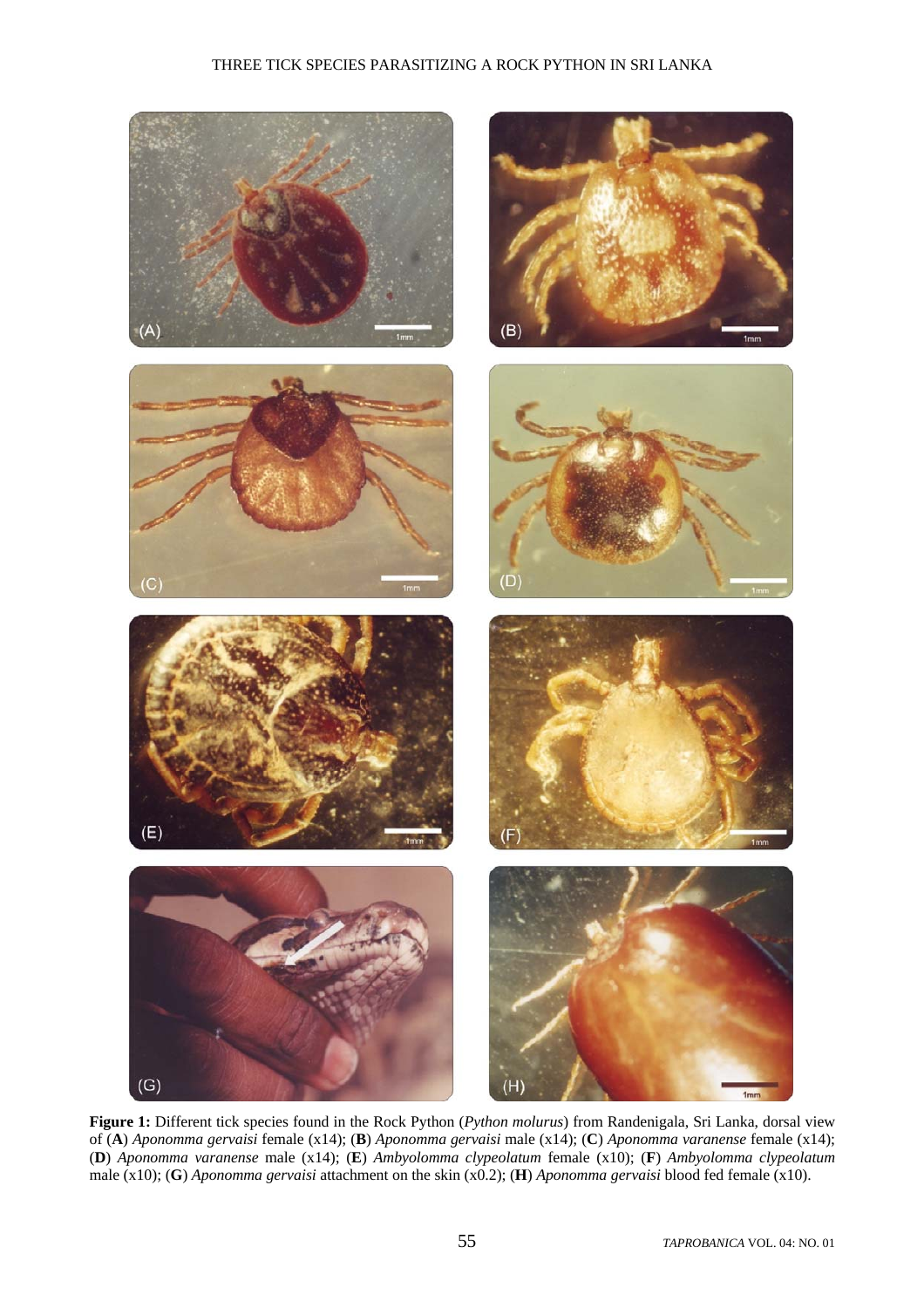**Figure 1:** Different tick species found in the Rock Python (*Python molurus*) from Randenigala, Sri Lanka, dorsal view of (**A**) *Aponomma gervaisi* female (x14); (**B**) *Aponomma gervaisi* male (x14); (**C**) *Aponomma varanense* female (x14); (**D**) *Aponomma varanense* male (x14); (**E**) *Ambyolomma clypeolatum* female (x10); (**F**) *Ambyolomma clypeolatum* male (x10); (**G**) *Aponomma gervaisi* attachment on the skin (x0.2); (**H**) *Aponomma gervaisi* blood fed female (x10).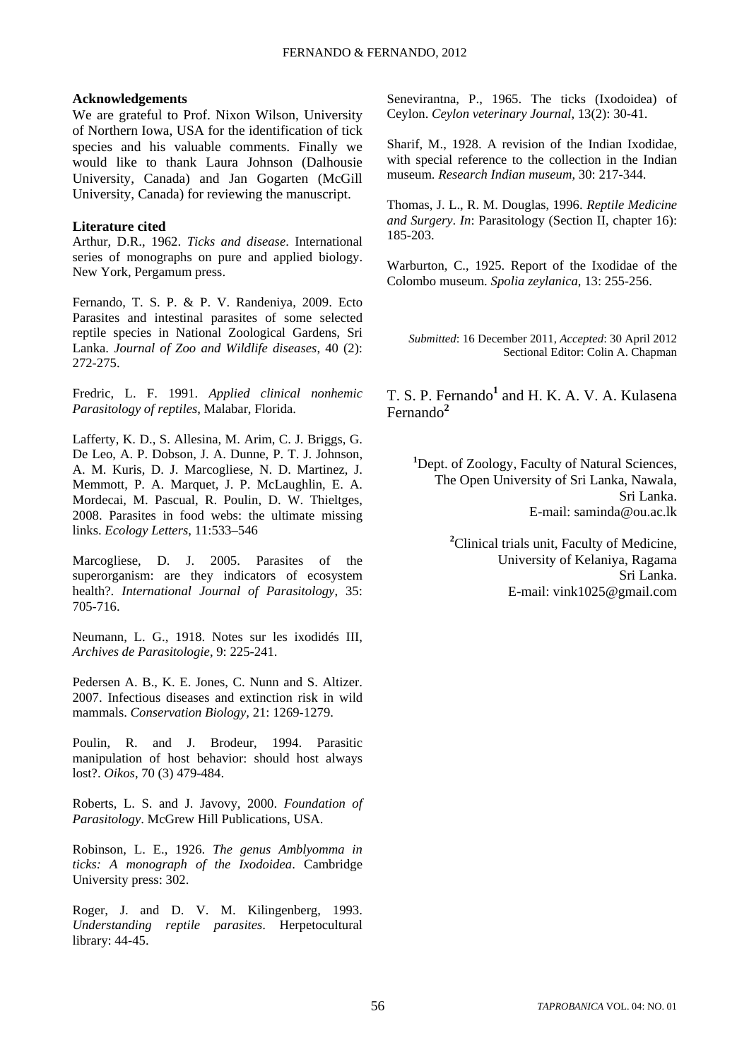## Acknowledgements

We are grateful to Prof. Nixon Wilson, University of Northern Iowa, USA for the identification of tick species and his valuable comments. Finally we would like to thank Laura Johnson (Dalhousie University, Canada) and Jan Gogarten (McGill University, Canada) for reviewing the manuscript.

## Literature cited

Arthur, D.R., 1962. *Ticks and disease*. International series of monographs on pure and applied biology. New York, Pergamum press.

Fernando, T. S. P. & P. V. Randeniya, 2009. Ecto Parasites and intestinal parasites of some selected reptile species in National Zoological Gardens, Sri Lanka. *Journal of Zoo and Wildlife diseases*, 40 (2): 272-275.

Fredric, L. F. 1991. *Applied clinical nonhemic Parasitology of reptiles*, Malabar, Florida.

Lafferty, K. D., S. Allesina, M. Arim, C. J. Briggs, G. De Leo, A. P. Dobson, J. A. Dunne, P. T. J. Johnson, A. M. Kuris, D. J. Marcogliese, N. D. Martinez, J. Memmott, P. A. Marquet, J. P. McLaughlin, E. A. Mordecai, M. Pascual, R. Poulin, D. W. Thieltges, 2008. Parasites in food webs: the ultimate missing links. *Ecology Letters*, 11:533–546

Marcogliese, D. J. 2005. Parasites of the superorganism: are they indicators of ecosystem health?. *International Journal of Parasitology*, 35: 705-716.

Neumann, L. G., 1918. Notes sur les ixodidés III, *Archives de Parasitologie*, 9: 225-241.

Pedersen A. B., K. E. Jones, C. Nunn and S. Altizer. 2007. Infectious diseases and extinction risk in wild mammals. *Conservation Biology*, 21: 1269-1279.

Poulin, R. and J. Brodeur, 1994. Parasitic manipulation of host behavior: should host always lost?. *Oikos*, 70 (3) 479-484.

Roberts, L. S. and J. Javovy, 2000. *Foundation of Parasitology*. McGrew Hill Publications, USA.

Robinson, L. E., 1926. *The genus Amblyomma in ticks: A monograph of the Ixodoidea*. Cambridge University press: 302.

Roger, J. and D. V. M. Kilingenberg, 1993. *Understanding reptile parasites*. Herpetocultural library: 44-45.

Senevirantna, P., 1965. The ticks (Ixodoidea) of Ceylon. *Ceylon veterinary Journal*, 13(2): 30-41.

Sharif, M., 1928. A revision of the Indian Ixodidae, with special reference to the collection in the Indian museum. *Research Indian museum*, 30: 217-344.

Thomas, J. L., R. M. Douglas, 1996. *Reptile Medicine and Surgery*. *In*: Parasitology (Section II, chapter 16): 185-203.

Warburton, C., 1925. Report of the Ixodidae of the Colombo museum. *Spolia zeylanica*, 13: 255-256.

*Submitted*: 16 December 2011, *Accepted*: 30 April 2012
Sectional Editor: Colin A. Chapman

T. S. P. Fernando[1] and H. K. A. V. A. Kulasena Fernando[2]

[1]Dept. of Zoology, Faculty of Natural Sciences, The Open University of Sri Lanka, Nawala, Sri Lanka.
E-mail: saminda@ou.ac.lk

[2]Clinical trials unit, Faculty of Medicine, University of Kelaniya, Ragama Sri Lanka.
E-mail: vink1025@gmail.com